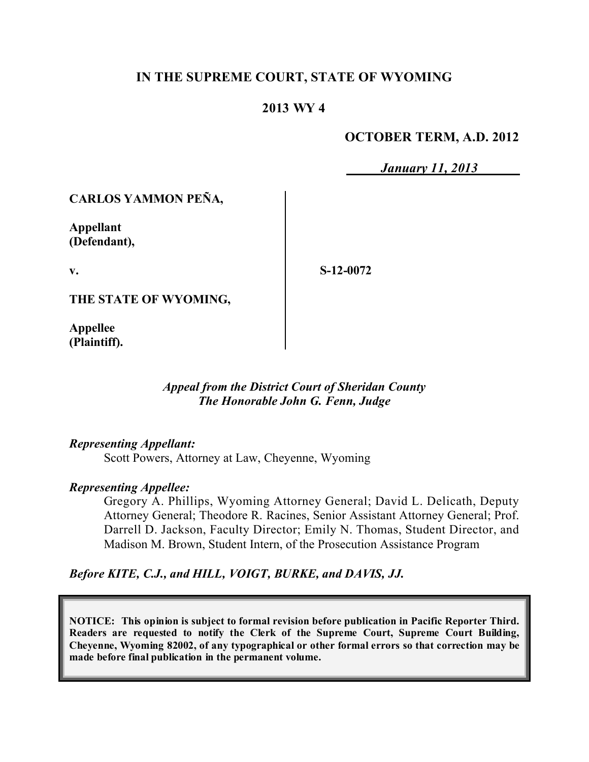# IN THE SUPREME COURT, STATE OF WYOMING

## 2013 WY 4

**OCTOBER TERM, A.D. 2012**

***January 11, 2013***

**CARLOS YAMMON PEÑA,**

**Appellant (Defendant),**

**v.**

**S-12-0072**

**THE STATE OF WYOMING,**

**Appellee (Plaintiff).**

*Appeal from the District Court of Sheridan County*
*The Honorable John G. Fenn, Judge*

*Representing Appellant:*

Scott Powers, Attorney at Law, Cheyenne, Wyoming

*Representing Appellee:*

Gregory A. Phillips, Wyoming Attorney General; David L. Delicath, Deputy Attorney General; Theodore R. Racines, Senior Assistant Attorney General; Prof. Darrell D. Jackson, Faculty Director; Emily N. Thomas, Student Director, and Madison M. Brown, Student Intern, of the Prosecution Assistance Program

***Before KITE, C.J., and HILL, VOIGT, BURKE, and DAVIS, JJ.***

**NOTICE: This opinion is subject to formal revision before publication in Pacific Reporter Third. Readers are requested to notify the Clerk of the Supreme Court, Supreme Court Building, Cheyenne, Wyoming 82002, of any typographical or other formal errors so that correction may be made before final publication in the permanent volume.**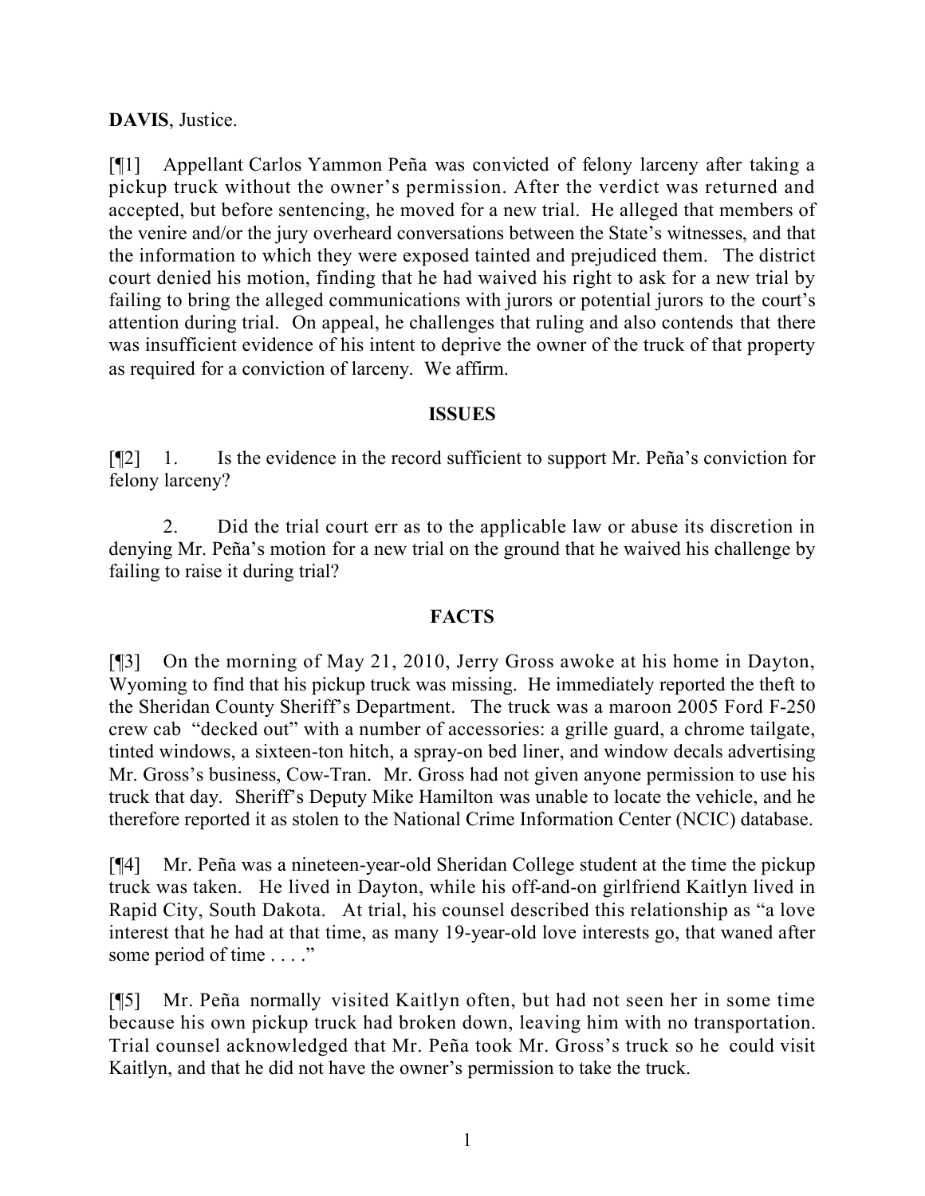**DAVIS**, Justice.

[¶1] Appellant Carlos Yammon Peña was convicted of felony larceny after taking a pickup truck without the owner's permission. After the verdict was returned and accepted, but before sentencing, he moved for a new trial. He alleged that members of the venire and/or the jury overheard conversations between the State's witnesses, and that the information to which they were exposed tainted and prejudiced them. The district court denied his motion, finding that he had waived his right to ask for a new trial by failing to bring the alleged communications with jurors or potential jurors to the court's attention during trial. On appeal, he challenges that ruling and also contends that there was insufficient evidence of his intent to deprive the owner of the truck of that property as required for a conviction of larceny. We affirm.

## ISSUES

[¶2] 1. Is the evidence in the record sufficient to support Mr. Peña's conviction for felony larceny?

2. Did the trial court err as to the applicable law or abuse its discretion in denying Mr. Peña's motion for a new trial on the ground that he waived his challenge by failing to raise it during trial?

## FACTS

[¶3] On the morning of May 21, 2010, Jerry Gross awoke at his home in Dayton, Wyoming to find that his pickup truck was missing. He immediately reported the theft to the Sheridan County Sheriff's Department. The truck was a maroon 2005 Ford F-250 crew cab "decked out" with a number of accessories: a grille guard, a chrome tailgate, tinted windows, a sixteen-ton hitch, a spray-on bed liner, and window decals advertising Mr. Gross's business, Cow-Tran. Mr. Gross had not given anyone permission to use his truck that day. Sheriff's Deputy Mike Hamilton was unable to locate the vehicle, and he therefore reported it as stolen to the National Crime Information Center (NCIC) database.

[¶4] Mr. Peña was a nineteen-year-old Sheridan College student at the time the pickup truck was taken. He lived in Dayton, while his off-and-on girlfriend Kaitlyn lived in Rapid City, South Dakota. At trial, his counsel described this relationship as "a love interest that he had at that time, as many 19-year-old love interests go, that waned after some period of time . . . ."

[¶5] Mr. Peña normally visited Kaitlyn often, but had not seen her in some time because his own pickup truck had broken down, leaving him with no transportation. Trial counsel acknowledged that Mr. Peña took Mr. Gross's truck so he could visit Kaitlyn, and that he did not have the owner's permission to take the truck.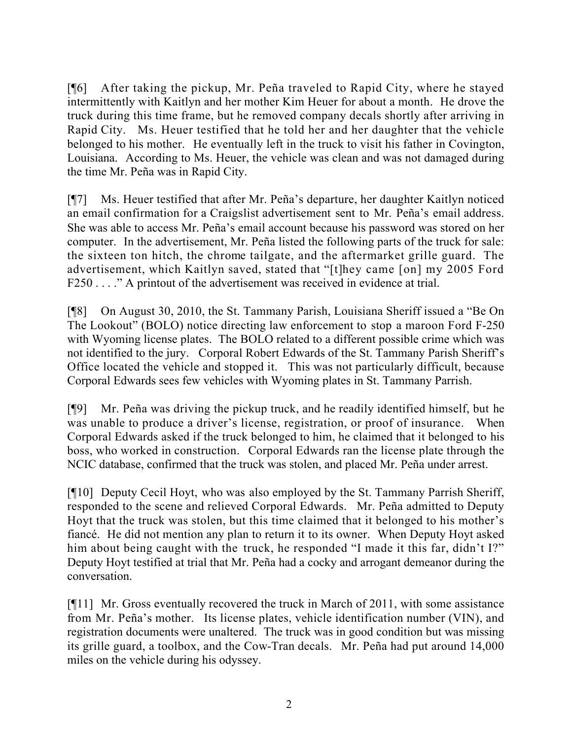[¶6] After taking the pickup, Mr. Peña traveled to Rapid City, where he stayed intermittently with Kaitlyn and her mother Kim Heuer for about a month. He drove the truck during this time frame, but he removed company decals shortly after arriving in Rapid City. Ms. Heuer testified that he told her and her daughter that the vehicle belonged to his mother. He eventually left in the truck to visit his father in Covington, Louisiana. According to Ms. Heuer, the vehicle was clean and was not damaged during the time Mr. Peña was in Rapid City.

[¶7] Ms. Heuer testified that after Mr. Peña's departure, her daughter Kaitlyn noticed an email confirmation for a Craigslist advertisement sent to Mr. Peña's email address. She was able to access Mr. Peña's email account because his password was stored on her computer. In the advertisement, Mr. Peña listed the following parts of the truck for sale: the sixteen ton hitch, the chrome tailgate, and the aftermarket grille guard. The advertisement, which Kaitlyn saved, stated that "[t]hey came [on] my 2005 Ford F250 . . . ." A printout of the advertisement was received in evidence at trial.

[¶8] On August 30, 2010, the St. Tammany Parish, Louisiana Sheriff issued a "Be On The Lookout" (BOLO) notice directing law enforcement to stop a maroon Ford F-250 with Wyoming license plates. The BOLO related to a different possible crime which was not identified to the jury. Corporal Robert Edwards of the St. Tammany Parish Sheriff's Office located the vehicle and stopped it. This was not particularly difficult, because Corporal Edwards sees few vehicles with Wyoming plates in St. Tammany Parrish.

[¶9] Mr. Peña was driving the pickup truck, and he readily identified himself, but he was unable to produce a driver's license, registration, or proof of insurance. When Corporal Edwards asked if the truck belonged to him, he claimed that it belonged to his boss, who worked in construction. Corporal Edwards ran the license plate through the NCIC database, confirmed that the truck was stolen, and placed Mr. Peña under arrest.

[¶10] Deputy Cecil Hoyt, who was also employed by the St. Tammany Parrish Sheriff, responded to the scene and relieved Corporal Edwards. Mr. Peña admitted to Deputy Hoyt that the truck was stolen, but this time claimed that it belonged to his mother's fiancé. He did not mention any plan to return it to its owner. When Deputy Hoyt asked him about being caught with the truck, he responded "I made it this far, didn't I?" Deputy Hoyt testified at trial that Mr. Peña had a cocky and arrogant demeanor during the conversation.

[¶11] Mr. Gross eventually recovered the truck in March of 2011, with some assistance from Mr. Peña's mother. Its license plates, vehicle identification number (VIN), and registration documents were unaltered. The truck was in good condition but was missing its grille guard, a toolbox, and the Cow-Tran decals. Mr. Peña had put around 14,000 miles on the vehicle during his odyssey.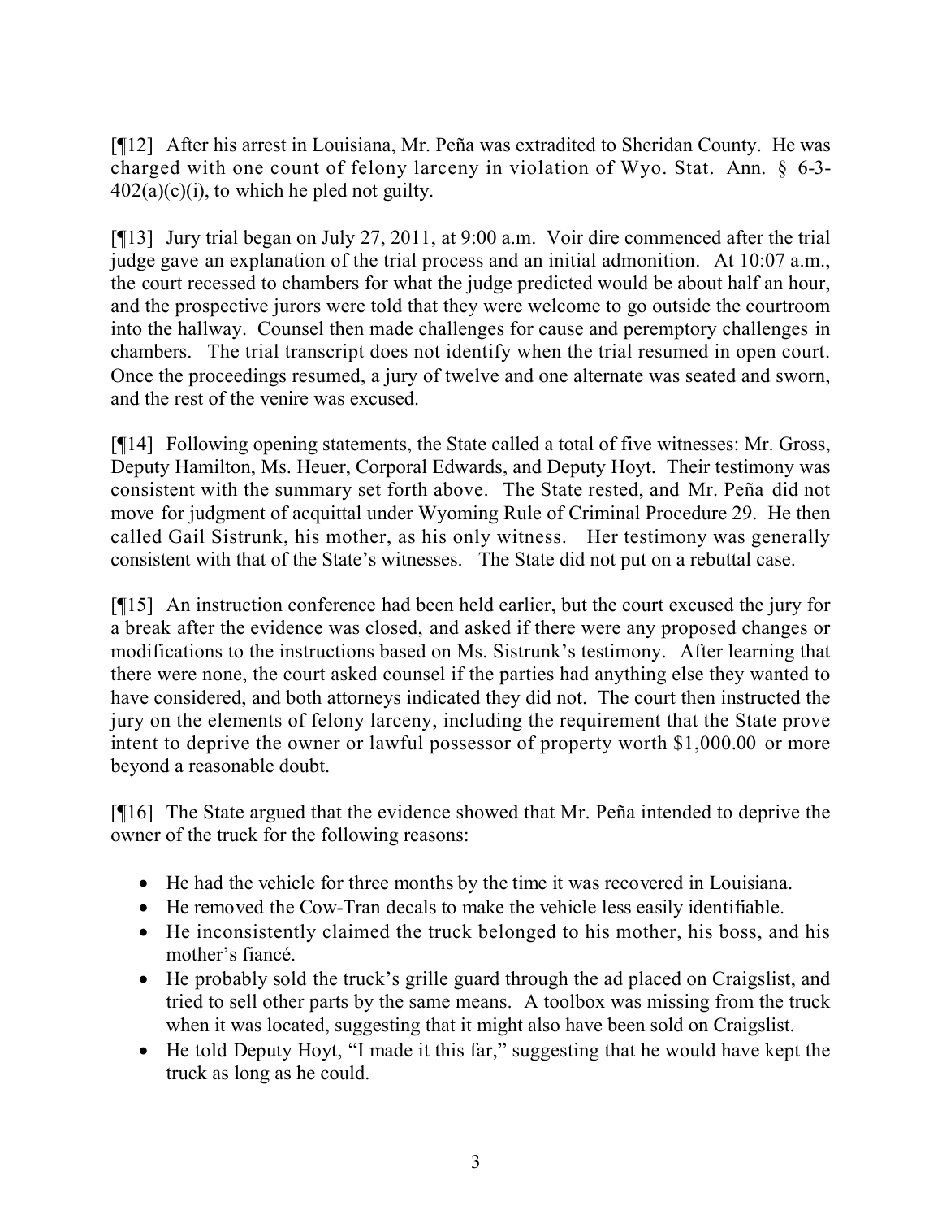[¶12] After his arrest in Louisiana, Mr. Peña was extradited to Sheridan County. He was charged with one count of felony larceny in violation of Wyo. Stat. Ann. § 6-3-402(a)(c)(i), to which he pled not guilty.

[¶13] Jury trial began on July 27, 2011, at 9:00 a.m. Voir dire commenced after the trial judge gave an explanation of the trial process and an initial admonition. At 10:07 a.m., the court recessed to chambers for what the judge predicted would be about half an hour, and the prospective jurors were told that they were welcome to go outside the courtroom into the hallway. Counsel then made challenges for cause and peremptory challenges in chambers. The trial transcript does not identify when the trial resumed in open court. Once the proceedings resumed, a jury of twelve and one alternate was seated and sworn, and the rest of the venire was excused.

[¶14] Following opening statements, the State called a total of five witnesses: Mr. Gross, Deputy Hamilton, Ms. Heuer, Corporal Edwards, and Deputy Hoyt. Their testimony was consistent with the summary set forth above. The State rested, and Mr. Peña did not move for judgment of acquittal under Wyoming Rule of Criminal Procedure 29. He then called Gail Sistrunk, his mother, as his only witness. Her testimony was generally consistent with that of the State's witnesses. The State did not put on a rebuttal case.

[¶15] An instruction conference had been held earlier, but the court excused the jury for a break after the evidence was closed, and asked if there were any proposed changes or modifications to the instructions based on Ms. Sistrunk's testimony. After learning that there were none, the court asked counsel if the parties had anything else they wanted to have considered, and both attorneys indicated they did not. The court then instructed the jury on the elements of felony larceny, including the requirement that the State prove intent to deprive the owner or lawful possessor of property worth $1,000.00 or more beyond a reasonable doubt.

[¶16] The State argued that the evidence showed that Mr. Peña intended to deprive the owner of the truck for the following reasons:

- He had the vehicle for three months by the time it was recovered in Louisiana.
- He removed the Cow-Tran decals to make the vehicle less easily identifiable.
- He inconsistently claimed the truck belonged to his mother, his boss, and his mother's fiancé.
- He probably sold the truck's grille guard through the ad placed on Craigslist, and tried to sell other parts by the same means. A toolbox was missing from the truck when it was located, suggesting that it might also have been sold on Craigslist.
- He told Deputy Hoyt, "I made it this far," suggesting that he would have kept the truck as long as he could.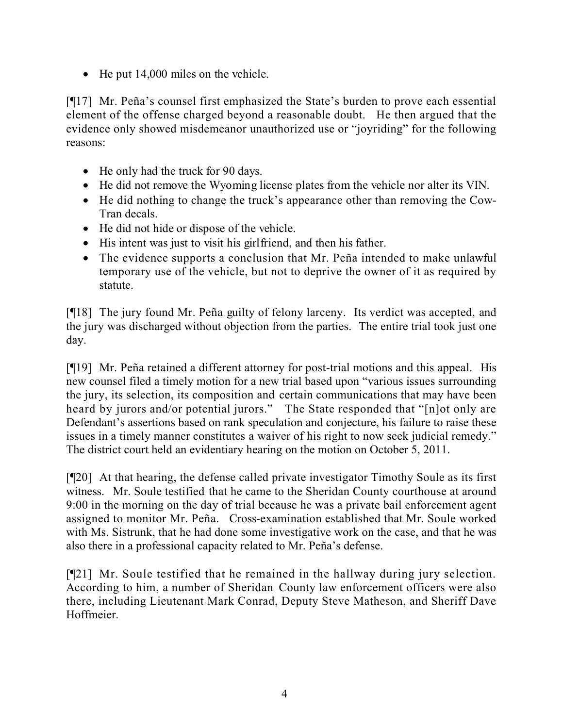- He put 14,000 miles on the vehicle.

[¶17] Mr. Peña's counsel first emphasized the State's burden to prove each essential element of the offense charged beyond a reasonable doubt. He then argued that the evidence only showed misdemeanor unauthorized use or "joyriding" for the following reasons:

- He only had the truck for 90 days.
- He did not remove the Wyoming license plates from the vehicle nor alter its VIN.
- He did nothing to change the truck's appearance other than removing the Cow-Tran decals.
- He did not hide or dispose of the vehicle.
- His intent was just to visit his girlfriend, and then his father.
- The evidence supports a conclusion that Mr. Peña intended to make unlawful temporary use of the vehicle, but not to deprive the owner of it as required by statute.

[¶18] The jury found Mr. Peña guilty of felony larceny. Its verdict was accepted, and the jury was discharged without objection from the parties. The entire trial took just one day.

[¶19] Mr. Peña retained a different attorney for post-trial motions and this appeal. His new counsel filed a timely motion for a new trial based upon "various issues surrounding the jury, its selection, its composition and certain communications that may have been heard by jurors and/or potential jurors." The State responded that "[n]ot only are Defendant's assertions based on rank speculation and conjecture, his failure to raise these issues in a timely manner constitutes a waiver of his right to now seek judicial remedy." The district court held an evidentiary hearing on the motion on October 5, 2011.

[¶20] At that hearing, the defense called private investigator Timothy Soule as its first witness. Mr. Soule testified that he came to the Sheridan County courthouse at around 9:00 in the morning on the day of trial because he was a private bail enforcement agent assigned to monitor Mr. Peña. Cross-examination established that Mr. Soule worked with Ms. Sistrunk, that he had done some investigative work on the case, and that he was also there in a professional capacity related to Mr. Peña's defense.

[¶21] Mr. Soule testified that he remained in the hallway during jury selection. According to him, a number of Sheridan County law enforcement officers were also there, including Lieutenant Mark Conrad, Deputy Steve Matheson, and Sheriff Dave Hoffmeier.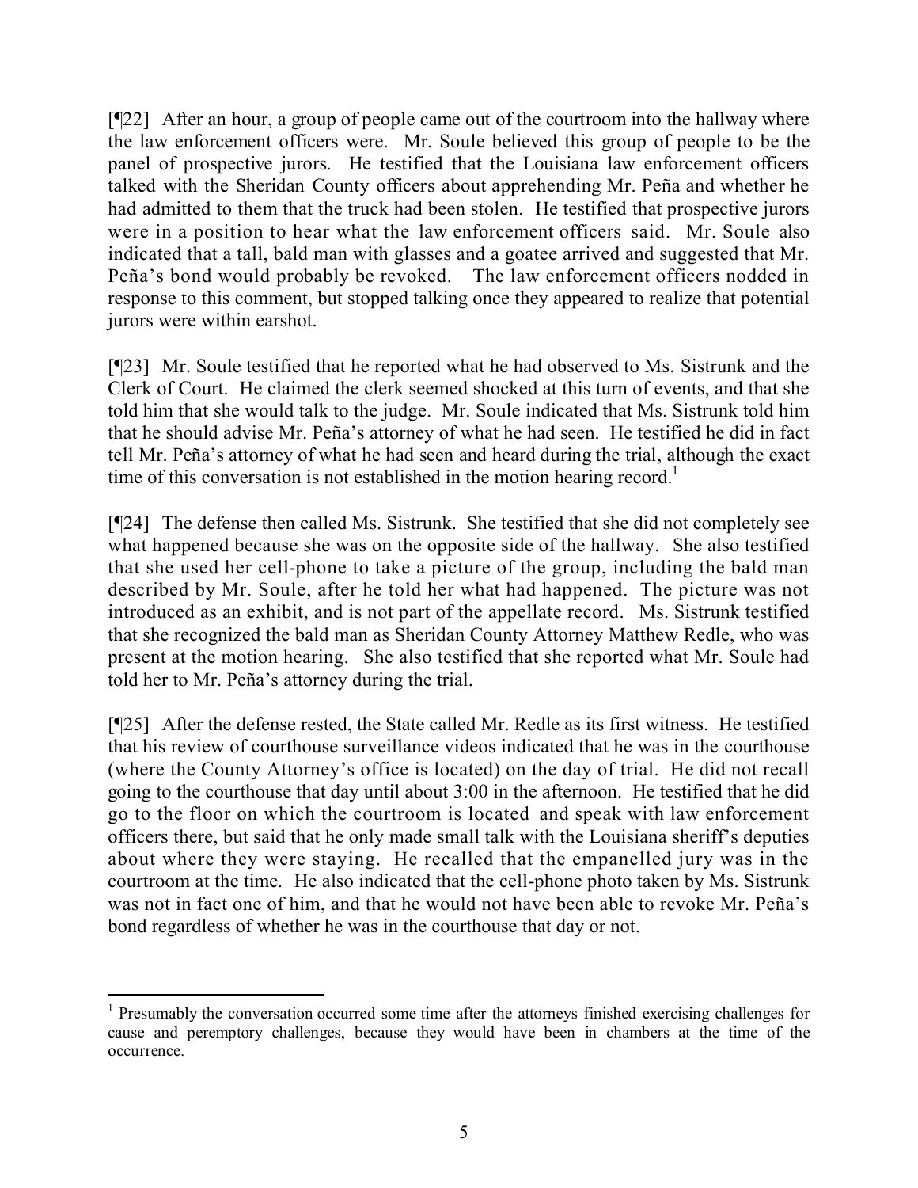[¶22] After an hour, a group of people came out of the courtroom into the hallway where the law enforcement officers were. Mr. Soule believed this group of people to be the panel of prospective jurors. He testified that the Louisiana law enforcement officers talked with the Sheridan County officers about apprehending Mr. Peña and whether he had admitted to them that the truck had been stolen. He testified that prospective jurors were in a position to hear what the law enforcement officers said. Mr. Soule also indicated that a tall, bald man with glasses and a goatee arrived and suggested that Mr. Peña's bond would probably be revoked. The law enforcement officers nodded in response to this comment, but stopped talking once they appeared to realize that potential jurors were within earshot.

[¶23] Mr. Soule testified that he reported what he had observed to Ms. Sistrunk and the Clerk of Court. He claimed the clerk seemed shocked at this turn of events, and that she told him that she would talk to the judge. Mr. Soule indicated that Ms. Sistrunk told him that he should advise Mr. Peña's attorney of what he had seen. He testified he did in fact tell Mr. Peña's attorney of what he had seen and heard during the trial, although the exact time of this conversation is not established in the motion hearing record.[1]

[¶24] The defense then called Ms. Sistrunk. She testified that she did not completely see what happened because she was on the opposite side of the hallway. She also testified that she used her cell-phone to take a picture of the group, including the bald man described by Mr. Soule, after he told her what had happened. The picture was not introduced as an exhibit, and is not part of the appellate record. Ms. Sistrunk testified that she recognized the bald man as Sheridan County Attorney Matthew Redle, who was present at the motion hearing. She also testified that she reported what Mr. Soule had told her to Mr. Peña's attorney during the trial.

[¶25] After the defense rested, the State called Mr. Redle as its first witness. He testified that his review of courthouse surveillance videos indicated that he was in the courthouse (where the County Attorney's office is located) on the day of trial. He did not recall going to the courthouse that day until about 3:00 in the afternoon. He testified that he did go to the floor on which the courtroom is located and speak with law enforcement officers there, but said that he only made small talk with the Louisiana sheriff's deputies about where they were staying. He recalled that the empanelled jury was in the courtroom at the time. He also indicated that the cell-phone photo taken by Ms. Sistrunk was not in fact one of him, and that he would not have been able to revoke Mr. Peña's bond regardless of whether he was in the courthouse that day or not.

[1] Presumably the conversation occurred some time after the attorneys finished exercising challenges for cause and peremptory challenges, because they would have been in chambers at the time of the occurrence.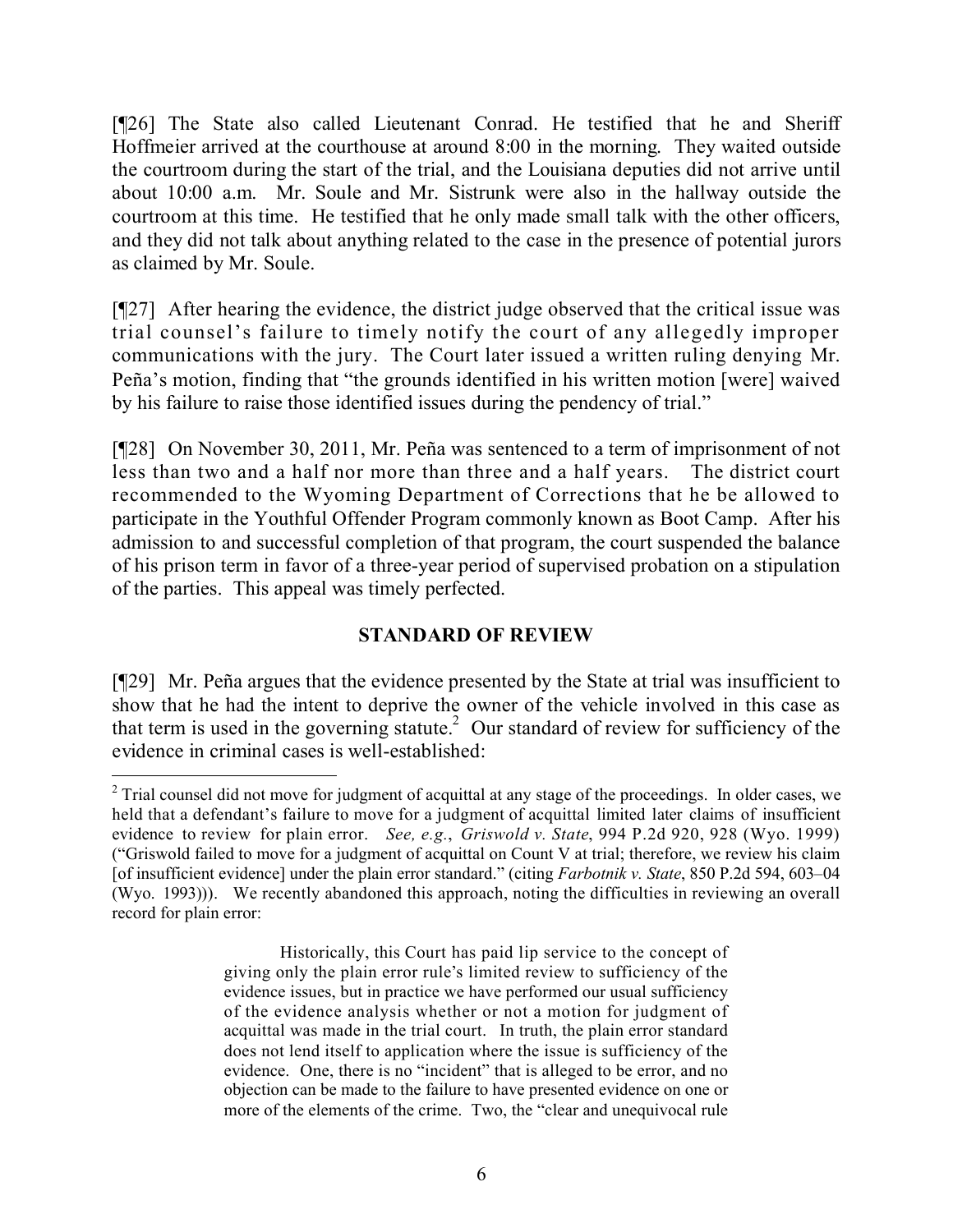[¶26] The State also called Lieutenant Conrad. He testified that he and Sheriff Hoffmeier arrived at the courthouse at around 8:00 in the morning. They waited outside the courtroom during the start of the trial, and the Louisiana deputies did not arrive until about 10:00 a.m. Mr. Soule and Mr. Sistrunk were also in the hallway outside the courtroom at this time. He testified that he only made small talk with the other officers, and they did not talk about anything related to the case in the presence of potential jurors as claimed by Mr. Soule.

[¶27] After hearing the evidence, the district judge observed that the critical issue was trial counsel's failure to timely notify the court of any allegedly improper communications with the jury. The Court later issued a written ruling denying Mr. Peña's motion, finding that "the grounds identified in his written motion [were] waived by his failure to raise those identified issues during the pendency of trial."

[¶28] On November 30, 2011, Mr. Peña was sentenced to a term of imprisonment of not less than two and a half nor more than three and a half years. The district court recommended to the Wyoming Department of Corrections that he be allowed to participate in the Youthful Offender Program commonly known as Boot Camp. After his admission to and successful completion of that program, the court suspended the balance of his prison term in favor of a three-year period of supervised probation on a stipulation of the parties. This appeal was timely perfected.

## STANDARD OF REVIEW

[¶29] Mr. Peña argues that the evidence presented by the State at trial was insufficient to show that he had the intent to deprive the owner of the vehicle involved in this case as that term is used in the governing statute.[2] Our standard of review for sufficiency of the evidence in criminal cases is well-established:

---

[2] Trial counsel did not move for judgment of acquittal at any stage of the proceedings. In older cases, we held that a defendant's failure to move for a judgment of acquittal limited later claims of insufficient evidence to review for plain error. *See, e.g.*, *Griswold v. State*, 994 P.2d 920, 928 (Wyo. 1999) ("Griswold failed to move for a judgment of acquittal on Count V at trial; therefore, we review his claim [of insufficient evidence] under the plain error standard." (citing *Farbotnik v. State*, 850 P.2d 594, 603–04 (Wyo. 1993))). We recently abandoned this approach, noting the difficulties in reviewing an overall record for plain error:

> Historically, this Court has paid lip service to the concept of giving only the plain error rule's limited review to sufficiency of the evidence issues, but in practice we have performed our usual sufficiency of the evidence analysis whether or not a motion for judgment of acquittal was made in the trial court. In truth, the plain error standard does not lend itself to application where the issue is sufficiency of the evidence. One, there is no "incident" that is alleged to be error, and no objection can be made to the failure to have presented evidence on one or more of the elements of the crime. Two, the "clear and unequivocal rule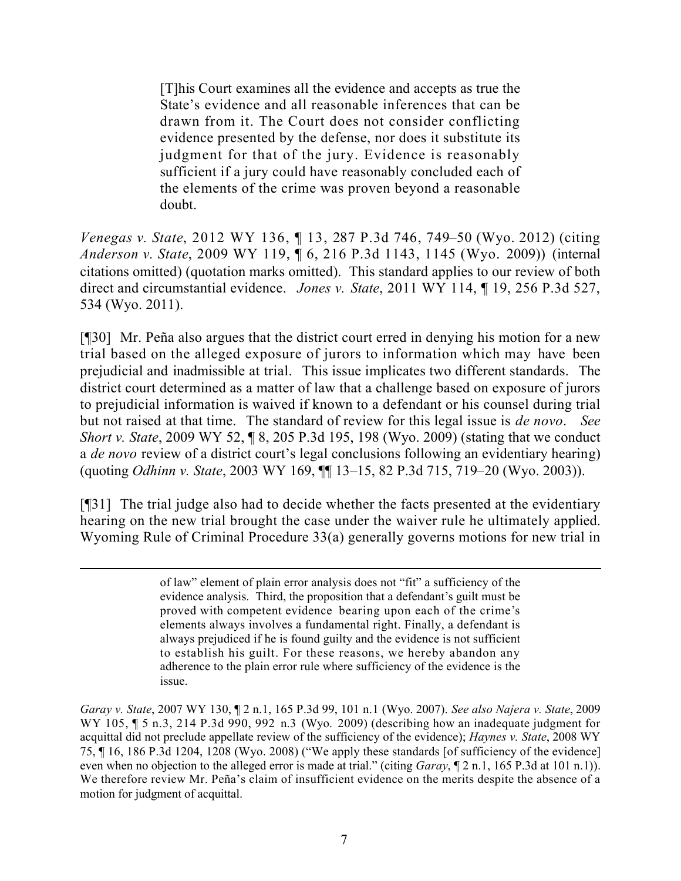> [T]his Court examines all the evidence and accepts as true the State's evidence and all reasonable inferences that can be drawn from it. The Court does not consider conflicting evidence presented by the defense, nor does it substitute its judgment for that of the jury. Evidence is reasonably sufficient if a jury could have reasonably concluded each of the elements of the crime was proven beyond a reasonable doubt.

*Venegas v. State*, 2012 WY 136, ¶ 13, 287 P.3d 746, 749–50 (Wyo. 2012) (citing *Anderson v. State*, 2009 WY 119, ¶ 6, 216 P.3d 1143, 1145 (Wyo. 2009)) (internal citations omitted) (quotation marks omitted). This standard applies to our review of both direct and circumstantial evidence. *Jones v. State*, 2011 WY 114, ¶ 19, 256 P.3d 527, 534 (Wyo. 2011).

[¶30] Mr. Peña also argues that the district court erred in denying his motion for a new trial based on the alleged exposure of jurors to information which may have been prejudicial and inadmissible at trial. This issue implicates two different standards. The district court determined as a matter of law that a challenge based on exposure of jurors to prejudicial information is waived if known to a defendant or his counsel during trial but not raised at that time. The standard of review for this legal issue is *de novo*. *See Short v. State*, 2009 WY 52, ¶ 8, 205 P.3d 195, 198 (Wyo. 2009) (stating that we conduct a *de novo* review of a district court's legal conclusions following an evidentiary hearing) (quoting *Odhinn v. State*, 2003 WY 169, ¶¶ 13–15, 82 P.3d 715, 719–20 (Wyo. 2003)).

[¶31] The trial judge also had to decide whether the facts presented at the evidentiary hearing on the new trial brought the case under the waiver rule he ultimately applied. Wyoming Rule of Criminal Procedure 33(a) generally governs motions for new trial in

---

> of law" element of plain error analysis does not "fit" a sufficiency of the evidence analysis. Third, the proposition that a defendant's guilt must be proved with competent evidence bearing upon each of the crime's elements always involves a fundamental right. Finally, a defendant is always prejudiced if he is found guilty and the evidence is not sufficient to establish his guilt. For these reasons, we hereby abandon any adherence to the plain error rule where sufficiency of the evidence is the issue.

*Garay v. State*, 2007 WY 130, ¶ 2 n.1, 165 P.3d 99, 101 n.1 (Wyo. 2007). *See also Najera v. State*, 2009 WY 105, ¶ 5 n.3, 214 P.3d 990, 992 n.3 (Wyo. 2009) (describing how an inadequate judgment for acquittal did not preclude appellate review of the sufficiency of the evidence); *Haynes v. State*, 2008 WY 75, ¶ 16, 186 P.3d 1204, 1208 (Wyo. 2008) ("We apply these standards [of sufficiency of the evidence] even when no objection to the alleged error is made at trial." (citing *Garay*, ¶ 2 n.1, 165 P.3d at 101 n.1)). We therefore review Mr. Peña's claim of insufficient evidence on the merits despite the absence of a motion for judgment of acquittal.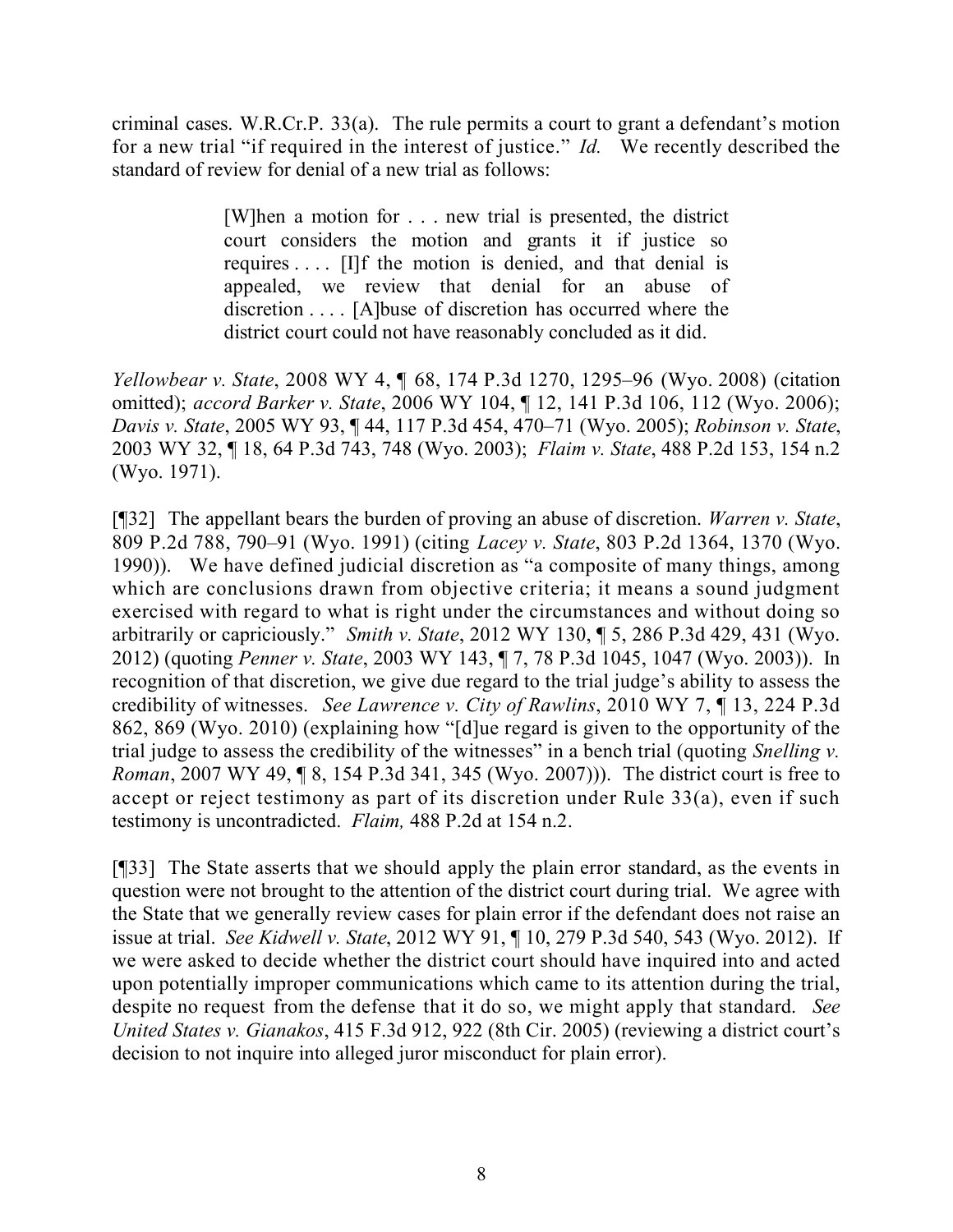criminal cases. W.R.Cr.P. 33(a). The rule permits a court to grant a defendant's motion for a new trial "if required in the interest of justice." *Id.* We recently described the standard of review for denial of a new trial as follows:

> [W]hen a motion for . . . new trial is presented, the district court considers the motion and grants it if justice so requires . . . . [I]f the motion is denied, and that denial is appealed, we review that denial for an abuse of discretion . . . . [A]buse of discretion has occurred where the district court could not have reasonably concluded as it did.

*Yellowbear v. State*, 2008 WY 4, ¶ 68, 174 P.3d 1270, 1295–96 (Wyo. 2008) (citation omitted); *accord Barker v. State*, 2006 WY 104, ¶ 12, 141 P.3d 106, 112 (Wyo. 2006); *Davis v. State*, 2005 WY 93, ¶ 44, 117 P.3d 454, 470–71 (Wyo. 2005); *Robinson v. State*, 2003 WY 32, ¶ 18, 64 P.3d 743, 748 (Wyo. 2003); *Flaim v. State*, 488 P.2d 153, 154 n.2 (Wyo. 1971).

[¶32] The appellant bears the burden of proving an abuse of discretion. *Warren v. State*, 809 P.2d 788, 790–91 (Wyo. 1991) (citing *Lacey v. State*, 803 P.2d 1364, 1370 (Wyo. 1990)). We have defined judicial discretion as "a composite of many things, among which are conclusions drawn from objective criteria; it means a sound judgment exercised with regard to what is right under the circumstances and without doing so arbitrarily or capriciously." *Smith v. State*, 2012 WY 130, ¶ 5, 286 P.3d 429, 431 (Wyo. 2012) (quoting *Penner v. State*, 2003 WY 143, ¶ 7, 78 P.3d 1045, 1047 (Wyo. 2003)). In recognition of that discretion, we give due regard to the trial judge's ability to assess the credibility of witnesses. *See Lawrence v. City of Rawlins*, 2010 WY 7, ¶ 13, 224 P.3d 862, 869 (Wyo. 2010) (explaining how "[d]ue regard is given to the opportunity of the trial judge to assess the credibility of the witnesses" in a bench trial (quoting *Snelling v. Roman*, 2007 WY 49, ¶ 8, 154 P.3d 341, 345 (Wyo. 2007))). The district court is free to accept or reject testimony as part of its discretion under Rule 33(a), even if such testimony is uncontradicted. *Flaim,* 488 P.2d at 154 n.2.

[¶33] The State asserts that we should apply the plain error standard, as the events in question were not brought to the attention of the district court during trial. We agree with the State that we generally review cases for plain error if the defendant does not raise an issue at trial. *See Kidwell v. State*, 2012 WY 91, ¶ 10, 279 P.3d 540, 543 (Wyo. 2012). If we were asked to decide whether the district court should have inquired into and acted upon potentially improper communications which came to its attention during the trial, despite no request from the defense that it do so, we might apply that standard. *See United States v. Gianakos*, 415 F.3d 912, 922 (8th Cir. 2005) (reviewing a district court's decision to not inquire into alleged juror misconduct for plain error).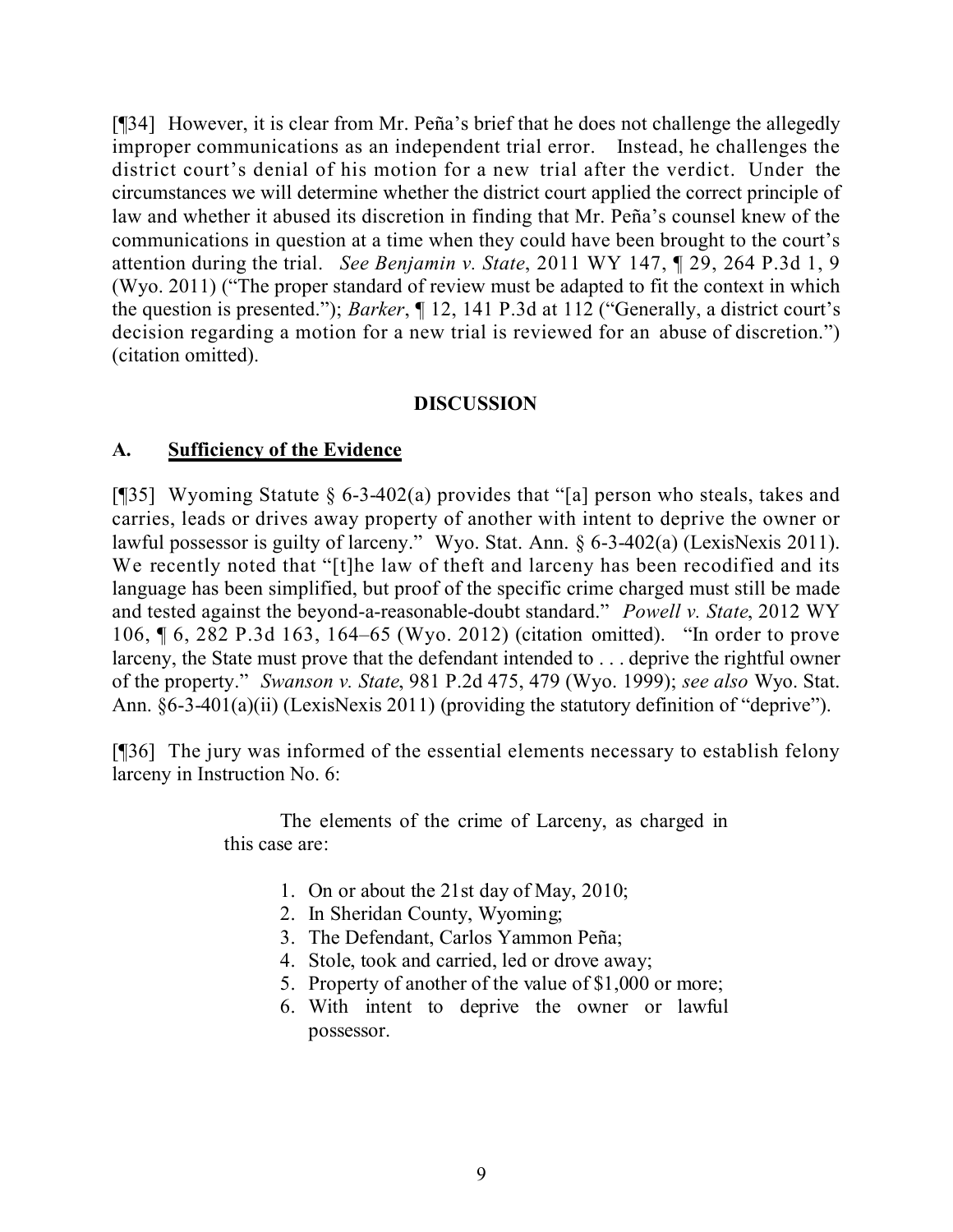[¶34] However, it is clear from Mr. Peña's brief that he does not challenge the allegedly improper communications as an independent trial error. Instead, he challenges the district court's denial of his motion for a new trial after the verdict. Under the circumstances we will determine whether the district court applied the correct principle of law and whether it abused its discretion in finding that Mr. Peña's counsel knew of the communications in question at a time when they could have been brought to the court's attention during the trial. *See Benjamin v. State*, 2011 WY 147, ¶ 29, 264 P.3d 1, 9 (Wyo. 2011) ("The proper standard of review must be adapted to fit the context in which the question is presented."); *Barker*, ¶ 12, 141 P.3d at 112 ("Generally, a district court's decision regarding a motion for a new trial is reviewed for an abuse of discretion.") (citation omitted).

## DISCUSSION

### A. Sufficiency of the Evidence

[¶35] Wyoming Statute § 6-3-402(a) provides that "[a] person who steals, takes and carries, leads or drives away property of another with intent to deprive the owner or lawful possessor is guilty of larceny." Wyo. Stat. Ann. § 6-3-402(a) (LexisNexis 2011). We recently noted that "[t]he law of theft and larceny has been recodified and its language has been simplified, but proof of the specific crime charged must still be made and tested against the beyond-a-reasonable-doubt standard." *Powell v. State*, 2012 WY 106, ¶ 6, 282 P.3d 163, 164–65 (Wyo. 2012) (citation omitted). "In order to prove larceny, the State must prove that the defendant intended to . . . deprive the rightful owner of the property." *Swanson v. State*, 981 P.2d 475, 479 (Wyo. 1999); *see also* Wyo. Stat. Ann. §6-3-401(a)(ii) (LexisNexis 2011) (providing the statutory definition of "deprive").

[¶36] The jury was informed of the essential elements necessary to establish felony larceny in Instruction No. 6:

> The elements of the crime of Larceny, as charged in this case are:
>
> 1. On or about the 21st day of May, 2010;
> 2. In Sheridan County, Wyoming;
> 3. The Defendant, Carlos Yammon Peña;
> 4. Stole, took and carried, led or drove away;
> 5. Property of another of the value of $1,000 or more;
> 6. With intent to deprive the owner or lawful possessor.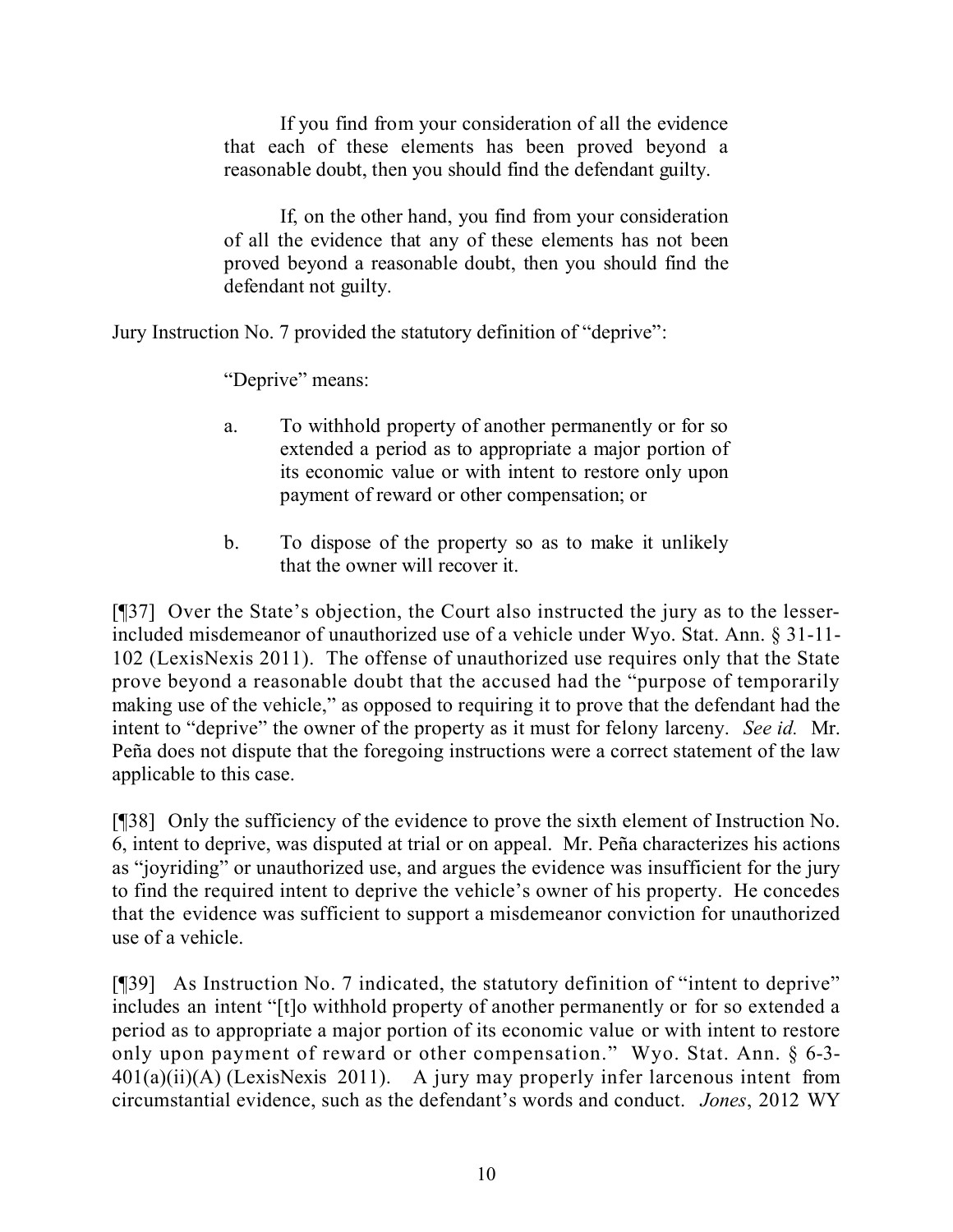> If you find from your consideration of all the evidence that each of these elements has been proved beyond a reasonable doubt, then you should find the defendant guilty.
>
> If, on the other hand, you find from your consideration of all the evidence that any of these elements has not been proved beyond a reasonable doubt, then you should find the defendant not guilty.

Jury Instruction No. 7 provided the statutory definition of "deprive":

> "Deprive" means:
>
> a. To withhold property of another permanently or for so extended a period as to appropriate a major portion of its economic value or with intent to restore only upon payment of reward or other compensation; or
>
> b. To dispose of the property so as to make it unlikely that the owner will recover it.

[¶37] Over the State's objection, the Court also instructed the jury as to the lesser-included misdemeanor of unauthorized use of a vehicle under Wyo. Stat. Ann. § 31-11-102 (LexisNexis 2011). The offense of unauthorized use requires only that the State prove beyond a reasonable doubt that the accused had the "purpose of temporarily making use of the vehicle," as opposed to requiring it to prove that the defendant had the intent to "deprive" the owner of the property as it must for felony larceny. *See id.* Mr. Peña does not dispute that the foregoing instructions were a correct statement of the law applicable to this case.

[¶38] Only the sufficiency of the evidence to prove the sixth element of Instruction No. 6, intent to deprive, was disputed at trial or on appeal. Mr. Peña characterizes his actions as "joyriding" or unauthorized use, and argues the evidence was insufficient for the jury to find the required intent to deprive the vehicle's owner of his property. He concedes that the evidence was sufficient to support a misdemeanor conviction for unauthorized use of a vehicle.

[¶39] As Instruction No. 7 indicated, the statutory definition of "intent to deprive" includes an intent "[t]o withhold property of another permanently or for so extended a period as to appropriate a major portion of its economic value or with intent to restore only upon payment of reward or other compensation." Wyo. Stat. Ann. § 6-3-401(a)(ii)(A) (LexisNexis 2011). A jury may properly infer larcenous intent from circumstantial evidence, such as the defendant's words and conduct. *Jones*, 2012 WY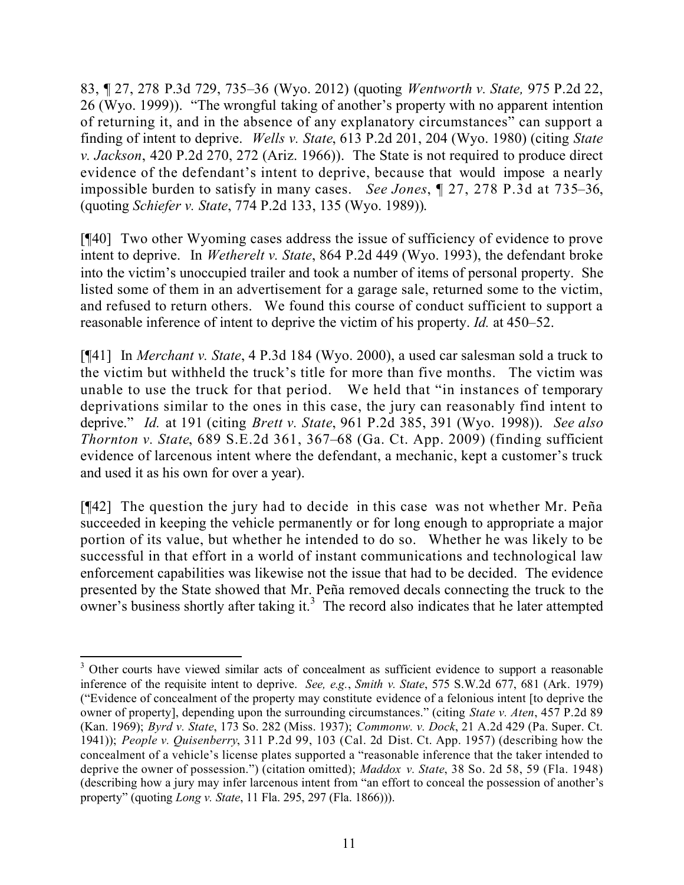83, ¶ 27, 278 P.3d 729, 735–36 (Wyo. 2012) (quoting *Wentworth v. State,* 975 P.2d 22, 26 (Wyo. 1999)). "The wrongful taking of another's property with no apparent intention of returning it, and in the absence of any explanatory circumstances" can support a finding of intent to deprive. *Wells v. State*, 613 P.2d 201, 204 (Wyo. 1980) (citing *State v. Jackson*, 420 P.2d 270, 272 (Ariz. 1966)). The State is not required to produce direct evidence of the defendant's intent to deprive, because that would impose a nearly impossible burden to satisfy in many cases. *See Jones*, ¶ 27, 278 P.3d at 735–36, (quoting *Schiefer v. State*, 774 P.2d 133, 135 (Wyo. 1989)).

[¶40] Two other Wyoming cases address the issue of sufficiency of evidence to prove intent to deprive. In *Wetherelt v. State*, 864 P.2d 449 (Wyo. 1993), the defendant broke into the victim's unoccupied trailer and took a number of items of personal property. She listed some of them in an advertisement for a garage sale, returned some to the victim, and refused to return others. We found this course of conduct sufficient to support a reasonable inference of intent to deprive the victim of his property. *Id.* at 450–52.

[¶41] In *Merchant v. State*, 4 P.3d 184 (Wyo. 2000), a used car salesman sold a truck to the victim but withheld the truck's title for more than five months. The victim was unable to use the truck for that period. We held that "in instances of temporary deprivations similar to the ones in this case, the jury can reasonably find intent to deprive." *Id.* at 191 (citing *Brett v. State*, 961 P.2d 385, 391 (Wyo. 1998)). *See also Thornton v. State*, 689 S.E.2d 361, 367–68 (Ga. Ct. App. 2009) (finding sufficient evidence of larcenous intent where the defendant, a mechanic, kept a customer's truck and used it as his own for over a year).

[¶42] The question the jury had to decide in this case was not whether Mr. Peña succeeded in keeping the vehicle permanently or for long enough to appropriate a major portion of its value, but whether he intended to do so. Whether he was likely to be successful in that effort in a world of instant communications and technological law enforcement capabilities was likewise not the issue that had to be decided. The evidence presented by the State showed that Mr. Peña removed decals connecting the truck to the owner's business shortly after taking it.[3] The record also indicates that he later attempted

---

[3] Other courts have viewed similar acts of concealment as sufficient evidence to support a reasonable inference of the requisite intent to deprive. *See, e.g.*, *Smith v. State*, 575 S.W.2d 677, 681 (Ark. 1979) ("Evidence of concealment of the property may constitute evidence of a felonious intent [to deprive the owner of property], depending upon the surrounding circumstances." (citing *State v. Aten*, 457 P.2d 89 (Kan. 1969); *Byrd v. State*, 173 So. 282 (Miss. 1937); *Commonw. v. Dock*, 21 A.2d 429 (Pa. Super. Ct. 1941)); *People v. Quisenberry*, 311 P.2d 99, 103 (Cal. 2d Dist. Ct. App. 1957) (describing how the concealment of a vehicle's license plates supported a "reasonable inference that the taker intended to deprive the owner of possession.") (citation omitted); *Maddox v. State*, 38 So. 2d 58, 59 (Fla. 1948) (describing how a jury may infer larcenous intent from "an effort to conceal the possession of another's property" (quoting *Long v. State*, 11 Fla. 295, 297 (Fla. 1866))).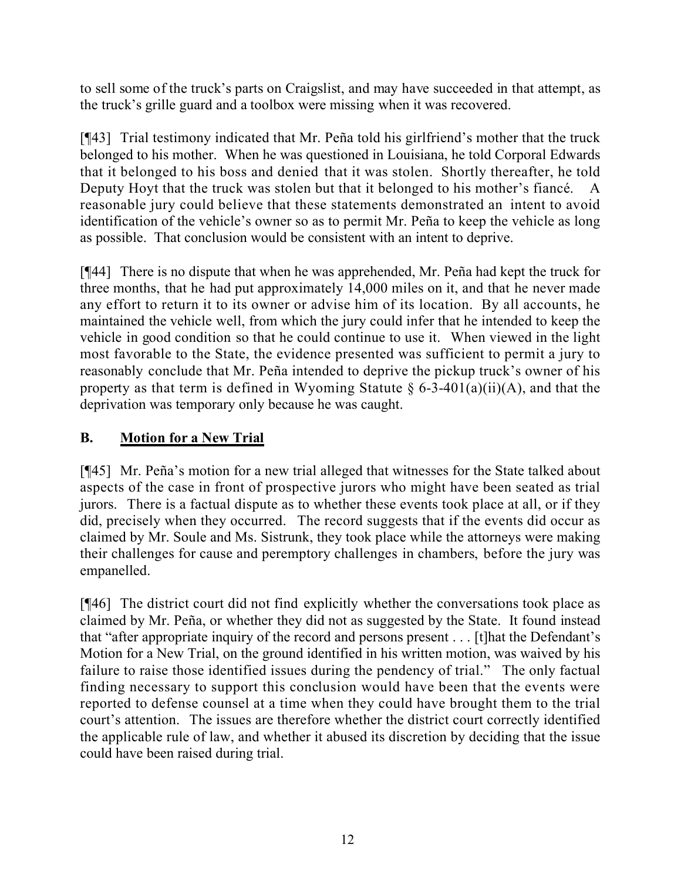to sell some of the truck's parts on Craigslist, and may have succeeded in that attempt, as the truck's grille guard and a toolbox were missing when it was recovered.

[¶43] Trial testimony indicated that Mr. Peña told his girlfriend's mother that the truck belonged to his mother. When he was questioned in Louisiana, he told Corporal Edwards that it belonged to his boss and denied that it was stolen. Shortly thereafter, he told Deputy Hoyt that the truck was stolen but that it belonged to his mother's fiancé. A reasonable jury could believe that these statements demonstrated an intent to avoid identification of the vehicle's owner so as to permit Mr. Peña to keep the vehicle as long as possible. That conclusion would be consistent with an intent to deprive.

[¶44] There is no dispute that when he was apprehended, Mr. Peña had kept the truck for three months, that he had put approximately 14,000 miles on it, and that he never made any effort to return it to its owner or advise him of its location. By all accounts, he maintained the vehicle well, from which the jury could infer that he intended to keep the vehicle in good condition so that he could continue to use it. When viewed in the light most favorable to the State, the evidence presented was sufficient to permit a jury to reasonably conclude that Mr. Peña intended to deprive the pickup truck's owner of his property as that term is defined in Wyoming Statute § 6-3-401(a)(ii)(A), and that the deprivation was temporary only because he was caught.

## B. Motion for a New Trial

[¶45] Mr. Peña's motion for a new trial alleged that witnesses for the State talked about aspects of the case in front of prospective jurors who might have been seated as trial jurors. There is a factual dispute as to whether these events took place at all, or if they did, precisely when they occurred. The record suggests that if the events did occur as claimed by Mr. Soule and Ms. Sistrunk, they took place while the attorneys were making their challenges for cause and peremptory challenges in chambers, before the jury was empanelled.

[¶46] The district court did not find explicitly whether the conversations took place as claimed by Mr. Peña, or whether they did not as suggested by the State. It found instead that "after appropriate inquiry of the record and persons present . . . [t]hat the Defendant's Motion for a New Trial, on the ground identified in his written motion, was waived by his failure to raise those identified issues during the pendency of trial." The only factual finding necessary to support this conclusion would have been that the events were reported to defense counsel at a time when they could have brought them to the trial court's attention. The issues are therefore whether the district court correctly identified the applicable rule of law, and whether it abused its discretion by deciding that the issue could have been raised during trial.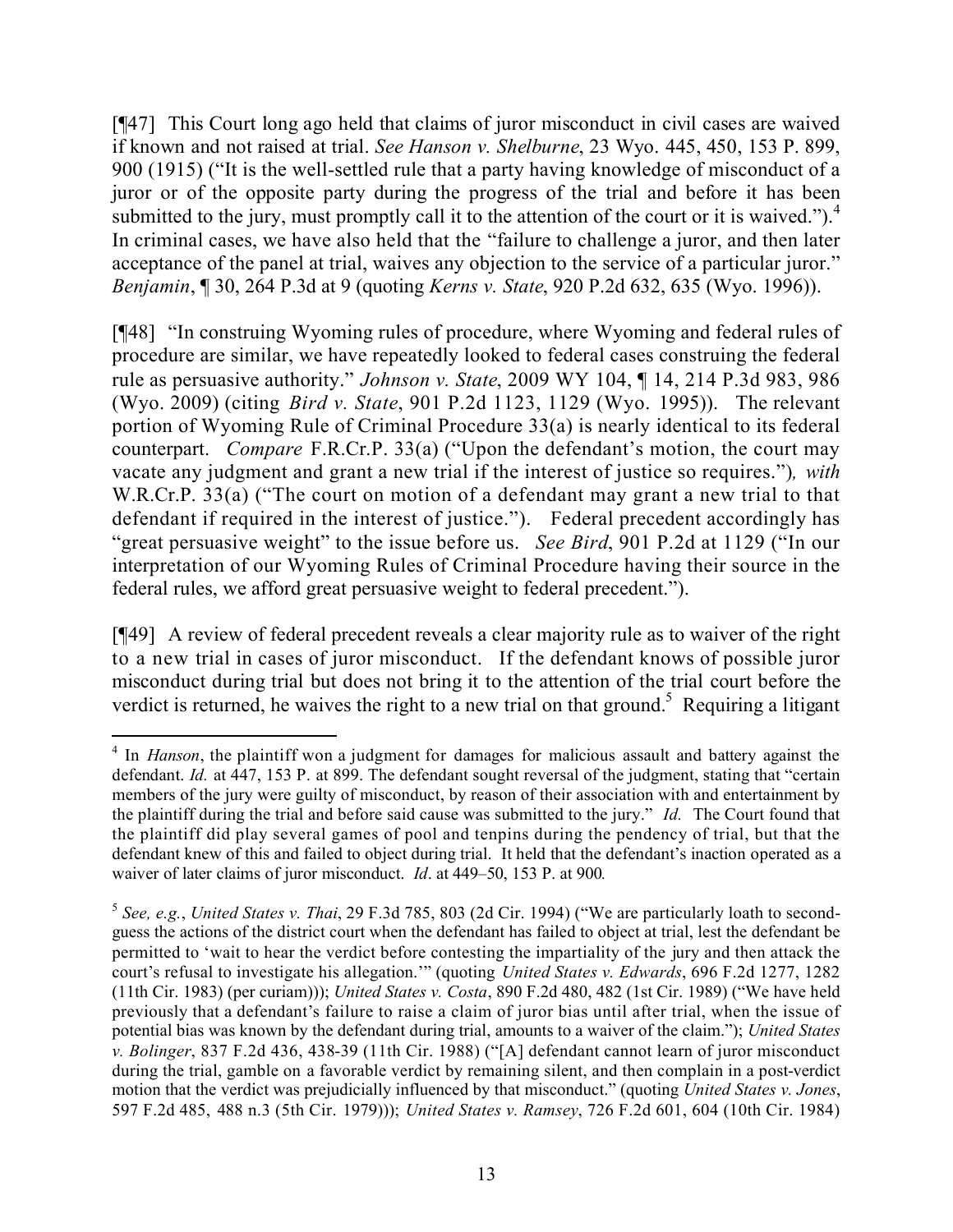[¶47] This Court long ago held that claims of juror misconduct in civil cases are waived if known and not raised at trial. *See Hanson v. Shelburne*, 23 Wyo. 445, 450, 153 P. 899, 900 (1915) ("It is the well-settled rule that a party having knowledge of misconduct of a juror or of the opposite party during the progress of the trial and before it has been submitted to the jury, must promptly call it to the attention of the court or it is waived.").[4] In criminal cases, we have also held that the "failure to challenge a juror, and then later acceptance of the panel at trial, waives any objection to the service of a particular juror." *Benjamin*, ¶ 30, 264 P.3d at 9 (quoting *Kerns v. State*, 920 P.2d 632, 635 (Wyo. 1996)).

[¶48] "In construing Wyoming rules of procedure, where Wyoming and federal rules of procedure are similar, we have repeatedly looked to federal cases construing the federal rule as persuasive authority." *Johnson v. State*, 2009 WY 104, ¶ 14, 214 P.3d 983, 986 (Wyo. 2009) (citing *Bird v. State*, 901 P.2d 1123, 1129 (Wyo. 1995)). The relevant portion of Wyoming Rule of Criminal Procedure 33(a) is nearly identical to its federal counterpart. *Compare* F.R.Cr.P. 33(a) ("Upon the defendant's motion, the court may vacate any judgment and grant a new trial if the interest of justice so requires."), *with* W.R.Cr.P. 33(a) ("The court on motion of a defendant may grant a new trial to that defendant if required in the interest of justice."). Federal precedent accordingly has "great persuasive weight" to the issue before us. *See Bird*, 901 P.2d at 1129 ("In our interpretation of our Wyoming Rules of Criminal Procedure having their source in the federal rules, we afford great persuasive weight to federal precedent.").

[¶49] A review of federal precedent reveals a clear majority rule as to waiver of the right to a new trial in cases of juror misconduct. If the defendant knows of possible juror misconduct during trial but does not bring it to the attention of the trial court before the verdict is returned, he waives the right to a new trial on that ground.[5] Requiring a litigant

---

[4] In *Hanson*, the plaintiff won a judgment for damages for malicious assault and battery against the defendant. *Id.* at 447, 153 P. at 899. The defendant sought reversal of the judgment, stating that "certain members of the jury were guilty of misconduct, by reason of their association with and entertainment by the plaintiff during the trial and before said cause was submitted to the jury." *Id.* The Court found that the plaintiff did play several games of pool and tenpins during the pendency of trial, but that the defendant knew of this and failed to object during trial. It held that the defendant's inaction operated as a waiver of later claims of juror misconduct. *Id*. at 449–50, 153 P. at 900.

[5] *See, e.g.*, *United States v. Thai*, 29 F.3d 785, 803 (2d Cir. 1994) ("We are particularly loath to second-guess the actions of the district court when the defendant has failed to object at trial, lest the defendant be permitted to 'wait to hear the verdict before contesting the impartiality of the jury and then attack the court's refusal to investigate his allegation.'" (quoting *United States v. Edwards*, 696 F.2d 1277, 1282 (11th Cir. 1983) (per curiam))); *United States v. Costa*, 890 F.2d 480, 482 (1st Cir. 1989) ("We have held previously that a defendant's failure to raise a claim of juror bias until after trial, when the issue of potential bias was known by the defendant during trial, amounts to a waiver of the claim."); *United States v. Bolinger*, 837 F.2d 436, 438-39 (11th Cir. 1988) ("[A] defendant cannot learn of juror misconduct during the trial, gamble on a favorable verdict by remaining silent, and then complain in a post-verdict motion that the verdict was prejudicially influenced by that misconduct." (quoting *United States v. Jones*, 597 F.2d 485, 488 n.3 (5th Cir. 1979))); *United States v. Ramsey*, 726 F.2d 601, 604 (10th Cir. 1984)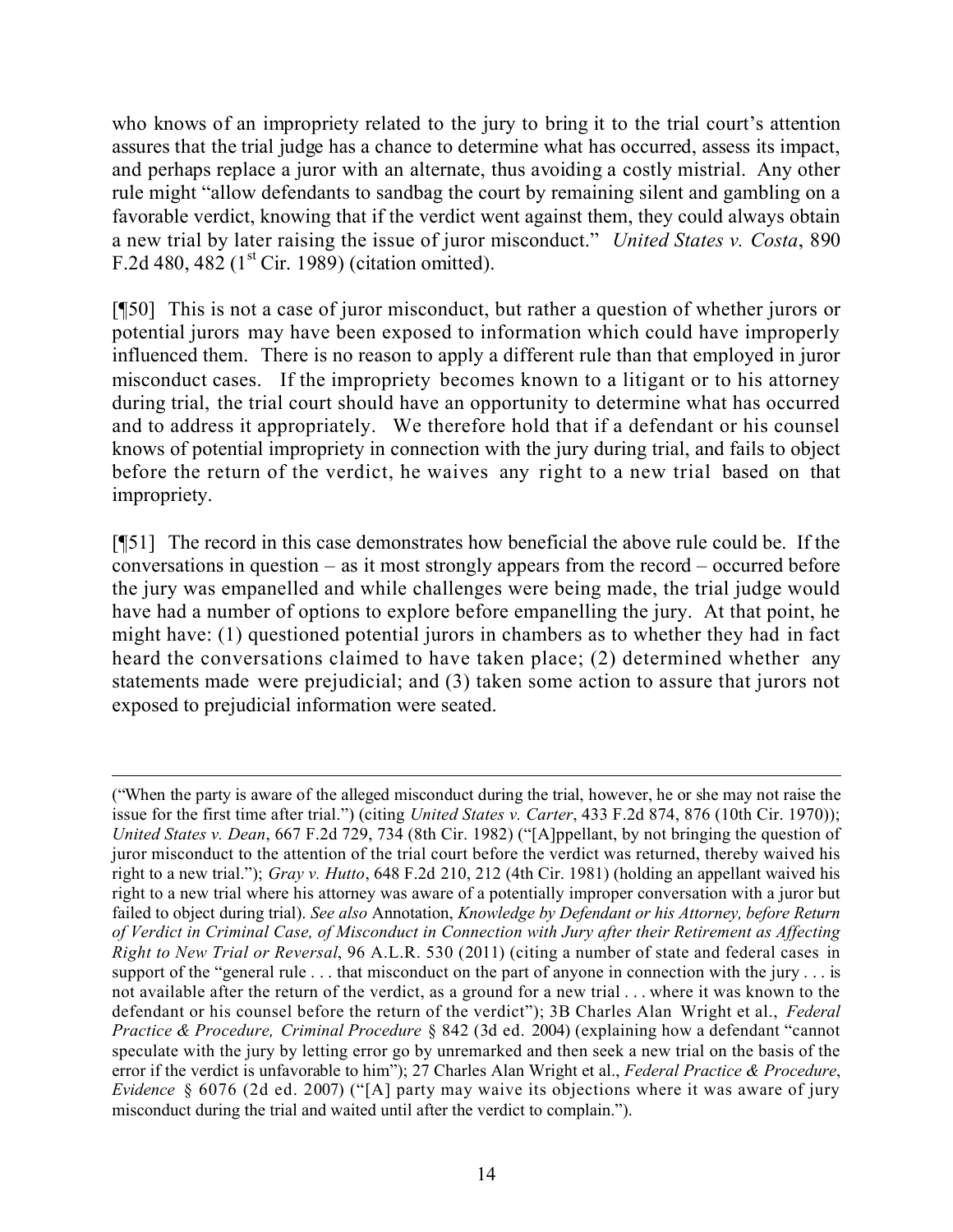who knows of an impropriety related to the jury to bring it to the trial court's attention assures that the trial judge has a chance to determine what has occurred, assess its impact, and perhaps replace a juror with an alternate, thus avoiding a costly mistrial. Any other rule might "allow defendants to sandbag the court by remaining silent and gambling on a favorable verdict, knowing that if the verdict went against them, they could always obtain a new trial by later raising the issue of juror misconduct." *United States v. Costa*, 890 F.2d 480, 482 (1st Cir. 1989) (citation omitted).

[¶50] This is not a case of juror misconduct, but rather a question of whether jurors or potential jurors may have been exposed to information which could have improperly influenced them. There is no reason to apply a different rule than that employed in juror misconduct cases. If the impropriety becomes known to a litigant or to his attorney during trial, the trial court should have an opportunity to determine what has occurred and to address it appropriately. We therefore hold that if a defendant or his counsel knows of potential impropriety in connection with the jury during trial, and fails to object before the return of the verdict, he waives any right to a new trial based on that impropriety.

[¶51] The record in this case demonstrates how beneficial the above rule could be. If the conversations in question – as it most strongly appears from the record – occurred before the jury was empanelled and while challenges were being made, the trial judge would have had a number of options to explore before empanelling the jury. At that point, he might have: (1) questioned potential jurors in chambers as to whether they had in fact heard the conversations claimed to have taken place; (2) determined whether any statements made were prejudicial; and (3) taken some action to assure that jurors not exposed to prejudicial information were seated.

---

("When the party is aware of the alleged misconduct during the trial, however, he or she may not raise the issue for the first time after trial.") (citing *United States v. Carter*, 433 F.2d 874, 876 (10th Cir. 1970)); *United States v. Dean*, 667 F.2d 729, 734 (8th Cir. 1982) ("[A]ppellant, by not bringing the question of juror misconduct to the attention of the trial court before the verdict was returned, thereby waived his right to a new trial."); *Gray v. Hutto*, 648 F.2d 210, 212 (4th Cir. 1981) (holding an appellant waived his right to a new trial where his attorney was aware of a potentially improper conversation with a juror but failed to object during trial). *See also* Annotation, *Knowledge by Defendant or his Attorney, before Return of Verdict in Criminal Case, of Misconduct in Connection with Jury after their Retirement as Affecting Right to New Trial or Reversal*, 96 A.L.R. 530 (2011) (citing a number of state and federal cases in support of the "general rule . . . that misconduct on the part of anyone in connection with the jury . . . is not available after the return of the verdict, as a ground for a new trial . . . where it was known to the defendant or his counsel before the return of the verdict"); 3B Charles Alan Wright et al., *Federal Practice & Procedure, Criminal Procedure* § 842 (3d ed. 2004) (explaining how a defendant "cannot speculate with the jury by letting error go by unremarked and then seek a new trial on the basis of the error if the verdict is unfavorable to him"); 27 Charles Alan Wright et al., *Federal Practice & Procedure, Evidence* § 6076 (2d ed. 2007) ("[A] party may waive its objections where it was aware of jury misconduct during the trial and waited until after the verdict to complain.").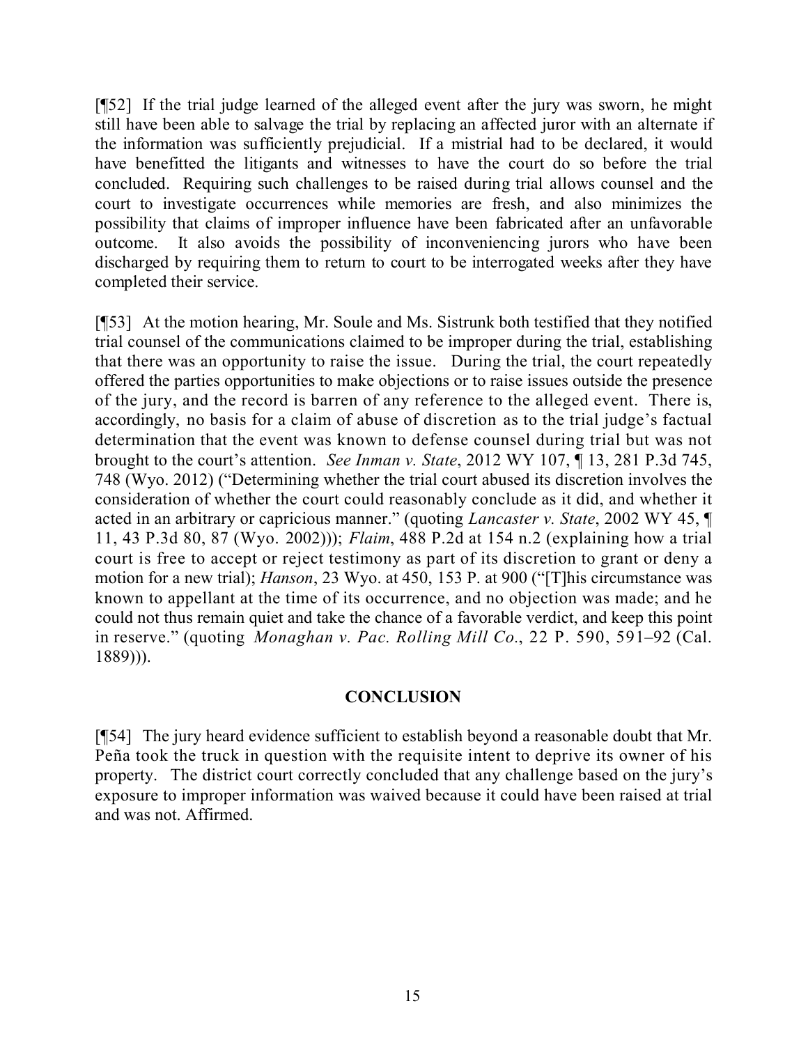[¶52] If the trial judge learned of the alleged event after the jury was sworn, he might still have been able to salvage the trial by replacing an affected juror with an alternate if the information was sufficiently prejudicial. If a mistrial had to be declared, it would have benefitted the litigants and witnesses to have the court do so before the trial concluded. Requiring such challenges to be raised during trial allows counsel and the court to investigate occurrences while memories are fresh, and also minimizes the possibility that claims of improper influence have been fabricated after an unfavorable outcome. It also avoids the possibility of inconveniencing jurors who have been discharged by requiring them to return to court to be interrogated weeks after they have completed their service.

[¶53] At the motion hearing, Mr. Soule and Ms. Sistrunk both testified that they notified trial counsel of the communications claimed to be improper during the trial, establishing that there was an opportunity to raise the issue. During the trial, the court repeatedly offered the parties opportunities to make objections or to raise issues outside the presence of the jury, and the record is barren of any reference to the alleged event. There is, accordingly, no basis for a claim of abuse of discretion as to the trial judge's factual determination that the event was known to defense counsel during trial but was not brought to the court's attention. *See Inman v. State*, 2012 WY 107, ¶ 13, 281 P.3d 745, 748 (Wyo. 2012) ("Determining whether the trial court abused its discretion involves the consideration of whether the court could reasonably conclude as it did, and whether it acted in an arbitrary or capricious manner." (quoting *Lancaster v. State*, 2002 WY 45, ¶ 11, 43 P.3d 80, 87 (Wyo. 2002))); *Flaim*, 488 P.2d at 154 n.2 (explaining how a trial court is free to accept or reject testimony as part of its discretion to grant or deny a motion for a new trial); *Hanson*, 23 Wyo. at 450, 153 P. at 900 ("[T]his circumstance was known to appellant at the time of its occurrence, and no objection was made; and he could not thus remain quiet and take the chance of a favorable verdict, and keep this point in reserve." (quoting *Monaghan v. Pac. Rolling Mill Co.*, 22 P. 590, 591–92 (Cal. 1889))).

## CONCLUSION

[¶54] The jury heard evidence sufficient to establish beyond a reasonable doubt that Mr. Peña took the truck in question with the requisite intent to deprive its owner of his property. The district court correctly concluded that any challenge based on the jury's exposure to improper information was waived because it could have been raised at trial and was not. Affirmed.